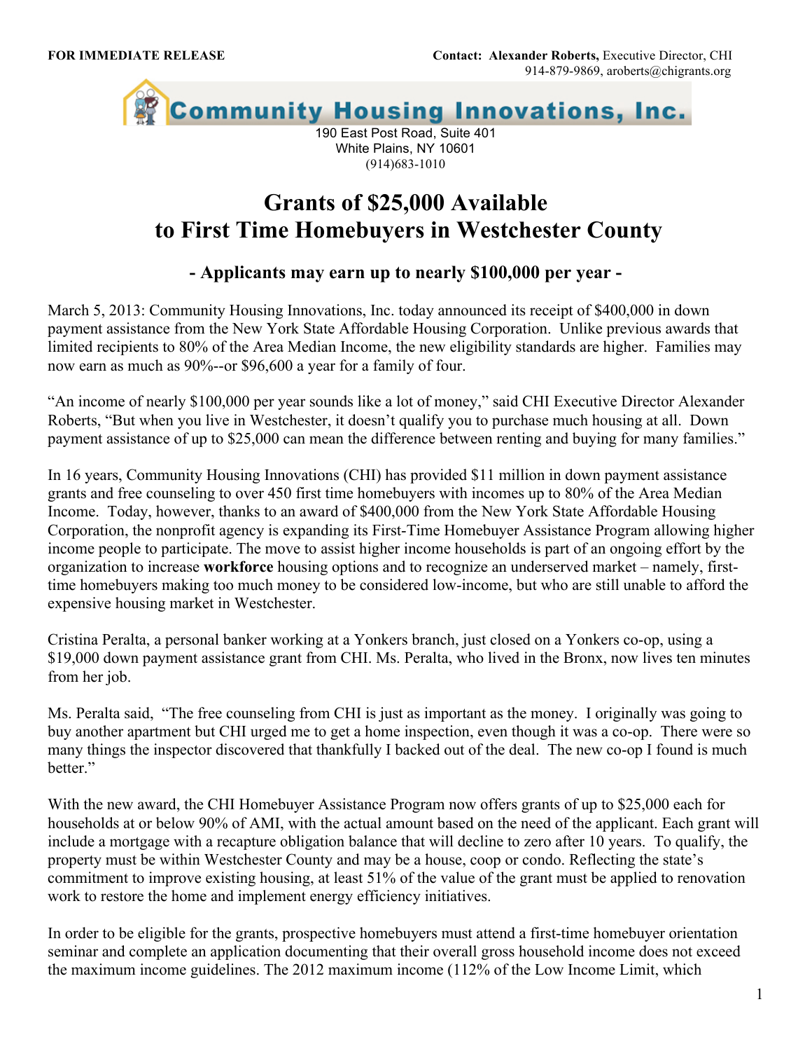**FOR IMMEDIATE RELEASE**

**Contact: Alexander Roberts,** Executive Director, CHI
914-879-9869, aroberts@chigrants.org

**Community Housing Innovations, Inc.**
190 East Post Road, Suite 401
White Plains, NY 10601
(914)683-1010

# Grants of $25,000 Available to First Time Homebuyers in Westchester County

## - Applicants may earn up to nearly $100,000 per year -

March 5, 2013: Community Housing Innovations, Inc. today announced its receipt of $400,000 in down payment assistance from the New York State Affordable Housing Corporation. Unlike previous awards that limited recipients to 80% of the Area Median Income, the new eligibility standards are higher. Families may now earn as much as 90%--or $96,600 a year for a family of four.

"An income of nearly $100,000 per year sounds like a lot of money," said CHI Executive Director Alexander Roberts, "But when you live in Westchester, it doesn't qualify you to purchase much housing at all. Down payment assistance of up to $25,000 can mean the difference between renting and buying for many families."

In 16 years, Community Housing Innovations (CHI) has provided $11 million in down payment assistance grants and free counseling to over 450 first time homebuyers with incomes up to 80% of the Area Median Income. Today, however, thanks to an award of $400,000 from the New York State Affordable Housing Corporation, the nonprofit agency is expanding its First-Time Homebuyer Assistance Program allowing higher income people to participate. The move to assist higher income households is part of an ongoing effort by the organization to increase **workforce** housing options and to recognize an underserved market – namely, first-time homebuyers making too much money to be considered low-income, but who are still unable to afford the expensive housing market in Westchester.

Cristina Peralta, a personal banker working at a Yonkers branch, just closed on a Yonkers co-op, using a $19,000 down payment assistance grant from CHI. Ms. Peralta, who lived in the Bronx, now lives ten minutes from her job.

Ms. Peralta said, "The free counseling from CHI is just as important as the money. I originally was going to buy another apartment but CHI urged me to get a home inspection, even though it was a co-op. There were so many things the inspector discovered that thankfully I backed out of the deal. The new co-op I found is much better."

With the new award, the CHI Homebuyer Assistance Program now offers grants of up to $25,000 each for households at or below 90% of AMI, with the actual amount based on the need of the applicant. Each grant will include a mortgage with a recapture obligation balance that will decline to zero after 10 years. To qualify, the property must be within Westchester County and may be a house, coop or condo. Reflecting the state's commitment to improve existing housing, at least 51% of the value of the grant must be applied to renovation work to restore the home and implement energy efficiency initiatives.

In order to be eligible for the grants, prospective homebuyers must attend a first-time homebuyer orientation seminar and complete an application documenting that their overall gross household income does not exceed the maximum income guidelines. The 2012 maximum income (112% of the Low Income Limit, which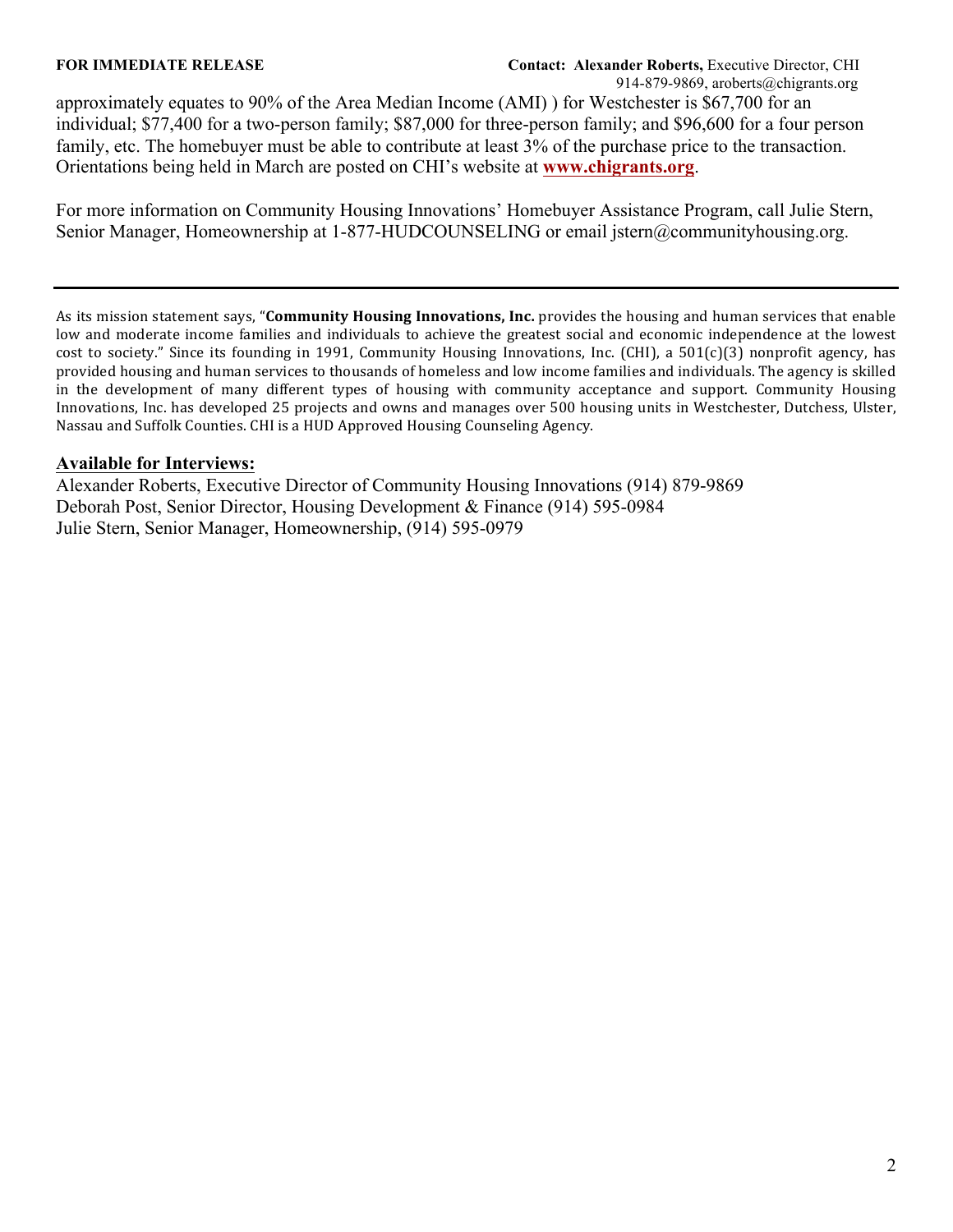**FOR IMMEDIATE RELEASE** **Contact: Alexander Roberts,** Executive Director, CHI
914-879-9869, aroberts@chigrants.org

approximately equates to 90% of the Area Median Income (AMI) ) for Westchester is $67,700 for an individual; $77,400 for a two-person family; $87,000 for three-person family; and $96,600 for a four person family, etc. The homebuyer must be able to contribute at least 3% of the purchase price to the transaction. Orientations being held in March are posted on CHI's website at **www.chigrants.org**.

For more information on Community Housing Innovations' Homebuyer Assistance Program, call Julie Stern, Senior Manager, Homeownership at 1-877-HUDCOUNSELING or email jstern@communityhousing.org.

---

As its mission statement says, "**Community Housing Innovations, Inc.** provides the housing and human services that enable low and moderate income families and individuals to achieve the greatest social and economic independence at the lowest cost to society." Since its founding in 1991, Community Housing Innovations, Inc. (CHI), a 501(c)(3) nonprofit agency, has provided housing and human services to thousands of homeless and low income families and individuals. The agency is skilled in the development of many different types of housing with community acceptance and support. Community Housing Innovations, Inc. has developed 25 projects and owns and manages over 500 housing units in Westchester, Dutchess, Ulster, Nassau and Suffolk Counties. CHI is a HUD Approved Housing Counseling Agency.

**Available for Interviews:**

Alexander Roberts, Executive Director of Community Housing Innovations (914) 879-9869
Deborah Post, Senior Director, Housing Development & Finance (914) 595-0984
Julie Stern, Senior Manager, Homeownership, (914) 595-0979